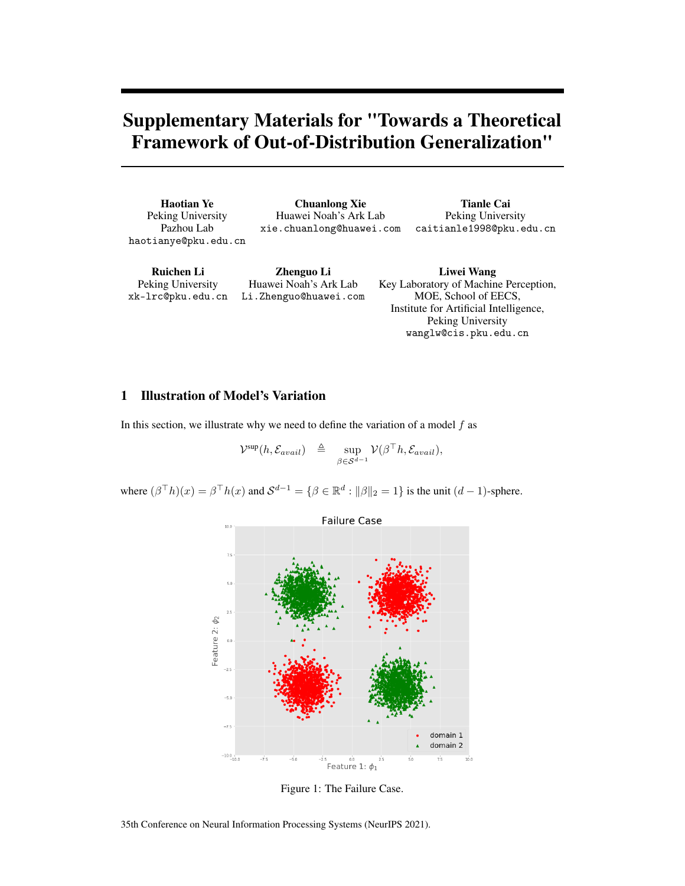# Supplementary Materials for "Towards a Theoretical Framework of Out-of-Distribution Generalization"

**Haotian Ye**
Peking University
Pazhou Lab
haotianye@pku.edu.cn

**Chuanlong Xie**
Huawei Noah's Ark Lab
xie.chuanlong@huawei.com

**Tianle Cai**
Peking University
caitianle1998@pku.edu.cn

**Ruichen Li**
Peking University
xk-lrc@pku.edu.cn

**Zhenguo Li**
Huawei Noah's Ark Lab
Li.Zhenguo@huawei.com

**Liwei Wang**
Key Laboratory of Machine Perception, MOE, School of EECS,
Institute for Artificial Intelligence,
Peking University
wanglw@cis.pku.edu.cn

## 1 Illustration of Model's Variation

In this section, we illustrate why we need to define the variation of a model $f$ as

$$\mathcal{V}^{\sup}(h, \mathcal{E}_{avail}) \triangleq \sup_{\beta \in \mathcal{S}^{d-1}} \mathcal{V}(\beta^\top h, \mathcal{E}_{avail}),$$

where $(\beta^\top h)(x) = \beta^\top h(x)$ and $\mathcal{S}^{d-1} = \{\beta \in \mathbb{R}^d : \|\beta\|_2 = 1\}$ is the unit $(d-1)$-sphere.

Figure 1: The Failure Case.

35th Conference on Neural Information Processing Systems (NeurIPS 2021).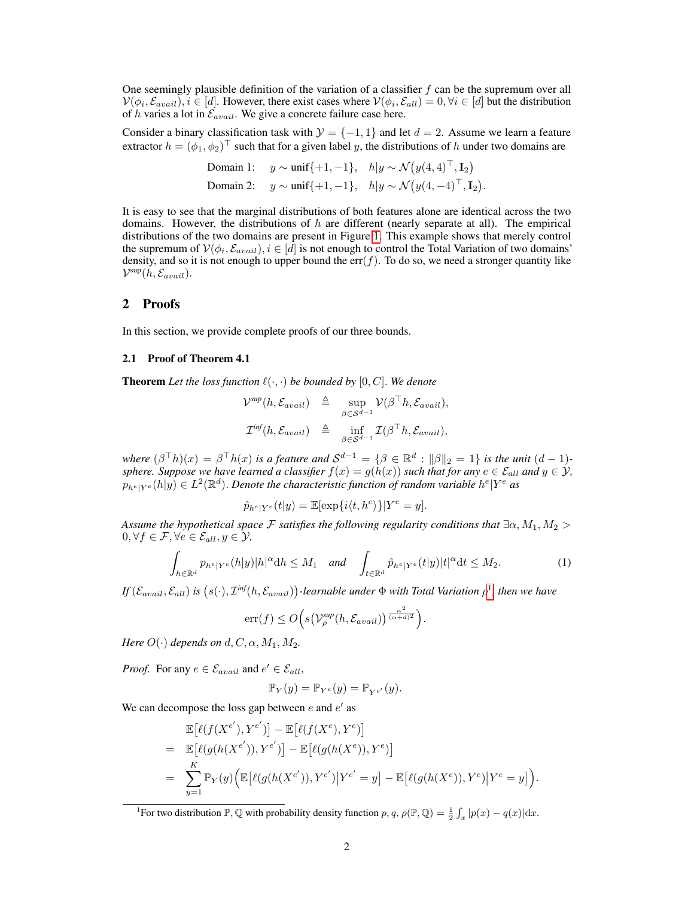One seemingly plausible definition of the variation of a classifier $f$ can be the supremum over all $\mathcal{V}(\phi_i, \mathcal{E}_{avail}), i \in [d]$. However, there exist cases where $\mathcal{V}(\phi_i, \mathcal{E}_{all}) = 0, \forall i \in [d]$ but the distribution of $h$ varies a lot in $\mathcal{E}_{avail}$. We give a concrete failure case here.

Consider a binary classification task with $\mathcal{Y} = \{-1, 1\}$ and let $d = 2$. Assume we learn a feature extractor $h = (\phi_1, \phi_2)^\top$ such that for a given label $y$, the distributions of $h$ under two domains are

$$
\begin{aligned}
&\text{Domain 1:} \quad y \sim \text{unif}\{+1, -1\}, \quad h|y \sim \mathcal{N}\big(y(4,4)^\top, \mathbf{I}_2\big) \\
&\text{Domain 2:} \quad y \sim \text{unif}\{+1, -1\}, \quad h|y \sim \mathcal{N}\big(y(4,-4)^\top, \mathbf{I}_2\big).
\end{aligned}
$$

It is easy to see that the marginal distributions of both features alone are identical across the two domains. However, the distributions of $h$ are different (nearly separate at all). The empirical distributions of the two domains are present in Figure 1. This example shows that merely control the supremum of $\mathcal{V}(\phi_i, \mathcal{E}_{avail}), i \in [d]$ is not enough to control the Total Variation of two domains' density, and so it is not enough to upper bound the $\text{err}(f)$. To do so, we need a stronger quantity like $\mathcal{V}^{\sup}(h, \mathcal{E}_{avail})$.

## 2 Proofs

In this section, we provide complete proofs of our three bounds.

### 2.1 Proof of Theorem 4.1

**Theorem** *Let the loss function $\ell(\cdot, \cdot)$ be bounded by $[0, C]$. We denote*

$$
\begin{aligned}
\mathcal{V}^{sup}(h, \mathcal{E}_{avail}) &\triangleq \sup_{\beta \in \mathcal{S}^{d-1}} \mathcal{V}(\beta^\top h, \mathcal{E}_{avail}), \\
\mathcal{I}^{inf}(h, \mathcal{E}_{avail}) &\triangleq \inf_{\beta \in \mathcal{S}^{d-1}} \mathcal{I}(\beta^\top h, \mathcal{E}_{avail}),
\end{aligned}
$$

*where $(\beta^\top h)(x) = \beta^\top h(x)$ is a feature and $\mathcal{S}^{d-1} = \{\beta \in \mathbb{R}^d : \|\beta\|_2 = 1\}$ is the unit $(d-1)$-sphere. Suppose we have learned a classifier $f(x) = g(h(x))$ such that for any $e \in \mathcal{E}_{all}$ and $y \in \mathcal{Y}$, $p_{h^e|Y^e}(h|y) \in L^2(\mathbb{R}^d)$. Denote the characteristic function of random variable $h^e|Y^e$ as*

$$
\hat{p}_{h^e|Y^e}(t|y) = \mathbb{E}[\exp\{i\langle t, h^e\rangle\}|Y^e = y].
$$

*Assume the hypothetical space $\mathcal{F}$ satisfies the following regularity conditions that $\exists \alpha, M_1, M_2 > 0, \forall f \in \mathcal{F}, \forall e \in \mathcal{E}_{all}, y \in \mathcal{Y}$,*

$$
\int_{h \in \mathbb{R}^d} p_{h^e|Y^e}(h|y)|h|^\alpha \mathrm{d}h \le M_1 \quad \textit{and} \quad \int_{t \in \mathbb{R}^d} \hat{p}_{h^e|Y^e}(t|y)|t|^\alpha \mathrm{d}t \le M_2. \tag{1}
$$

*If $(\mathcal{E}_{avail}, \mathcal{E}_{all})$ is $\big(s(\cdot), \mathcal{I}^{inf}(h, \mathcal{E}_{avail})\big)$-learnable under $\Phi$ with Total Variation $\rho$[1], then we have*

$$
\text{err}(f) \le O\Big(s\big(\mathcal{V}^{sup}_\rho(h, \mathcal{E}_{avail})\big)^{\frac{\alpha^2}{(\alpha+d)^2}}\Big).
$$

*Here $O(\cdot)$ depends on $d, C, \alpha, M_1, M_2$.*

*Proof.* For any $e \in \mathcal{E}_{avail}$ and $e' \in \mathcal{E}_{all}$,

$$
\mathbb{P}_Y(y) = \mathbb{P}_{Y^e}(y) = \mathbb{P}_{Y^{e'}}(y).
$$

We can decompose the loss gap between $e$ and $e'$ as

$$
\begin{aligned}
& \mathbb{E}\big[\ell(f(X^{e'}), Y^{e'})\big] - \mathbb{E}\big[\ell(f(X^e), Y^e)\big] \\
= \ & \mathbb{E}\big[\ell(g(h(X^{e'})), Y^{e'})\big] - \mathbb{E}\big[\ell(g(h(X^e)), Y^e)\big] \\
= \ & \sum_{y=1}^K \mathbb{P}_Y(y)\Big(\mathbb{E}\big[\ell(g(h(X^{e'})), Y^{e'})\big|Y^{e'} = y\big] - \mathbb{E}\big[\ell(g(h(X^e)), Y^e)\big|Y^e = y\big]\Big).
\end{aligned}
$$

[1] For two distribution $\mathbb{P}, \mathbb{Q}$ with probability density function $p, q$, $\rho(\mathbb{P}, \mathbb{Q}) = \frac{1}{2}\int_x |p(x) - q(x)| \mathrm{d}x$.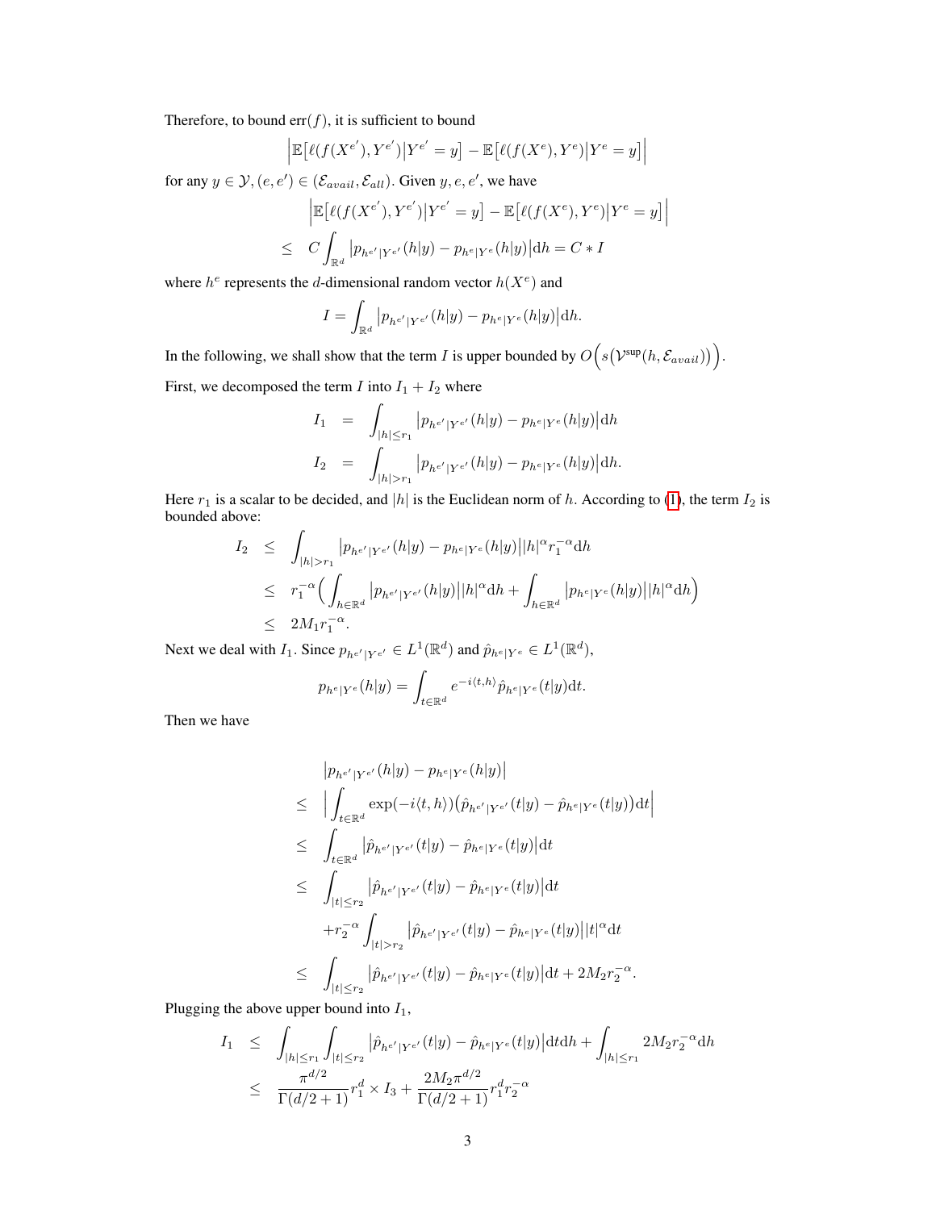Therefore, to bound err$(f)$, it is sufficient to bound

$$\left|\mathbb{E}\big[\ell(f(X^{e'}), Y^{e'})\big|Y^{e'}=y\big] - \mathbb{E}\big[\ell(f(X^{e}), Y^{e})\big|Y^{e}=y\big]\right|$$

for any $y \in \mathcal{Y}, (e, e') \in (\mathcal{E}_{avail}, \mathcal{E}_{all})$. Given $y, e, e'$, we have

$$\begin{aligned}
&\left|\mathbb{E}\big[\ell(f(X^{e'}), Y^{e'})\big|Y^{e'}=y\big] - \mathbb{E}\big[\ell(f(X^{e}), Y^{e})\big|Y^{e}=y\big]\right| \\
\leq\ & C\int_{\mathbb{R}^d} \big|p_{h^{e'}|Y^{e'}}(h|y) - p_{h^{e}|Y^{e}}(h|y)\big|\mathrm{d}h = C * I
\end{aligned}$$

where $h^e$ represents the $d$-dimensional random vector $h(X^e)$ and

$$I = \int_{\mathbb{R}^d} \big|p_{h^{e'}|Y^{e'}}(h|y) - p_{h^{e}|Y^{e}}(h|y)\big|\mathrm{d}h.$$

In the following, we shall show that the term $I$ is upper bounded by $O\Big(s\big(\mathcal{V}^{\sup}(h, \mathcal{E}_{avail})\big)\Big)$.

First, we decomposed the term $I$ into $I_1 + I_2$ where

$$\begin{aligned}
I_1 &= \int_{|h|\leq r_1} \big|p_{h^{e'}|Y^{e'}}(h|y) - p_{h^{e}|Y^{e}}(h|y)\big|\mathrm{d}h \\
I_2 &= \int_{|h|> r_1} \big|p_{h^{e'}|Y^{e'}}(h|y) - p_{h^{e}|Y^{e}}(h|y)\big|\mathrm{d}h.
\end{aligned}$$

Here $r_1$ is a scalar to be decided, and $|h|$ is the Euclidean norm of $h$. According to (1), the term $I_2$ is bounded above:

$$\begin{aligned}
I_2 &\leq \int_{|h|> r_1} \big|p_{h^{e'}|Y^{e'}}(h|y) - p_{h^{e}|Y^{e}}(h|y)\big||h|^{\alpha} r_1^{-\alpha}\mathrm{d}h \\
&\leq r_1^{-\alpha}\Big(\int_{h\in\mathbb{R}^d} \big|p_{h^{e'}|Y^{e'}}(h|y)\big||h|^{\alpha}\mathrm{d}h + \int_{h\in\mathbb{R}^d} \big|p_{h^{e}|Y^{e}}(h|y)\big||h|^{\alpha}\mathrm{d}h\Big) \\
&\leq 2M_1 r_1^{-\alpha}.
\end{aligned}$$

Next we deal with $I_1$. Since $p_{h^{e'}|Y^{e'}} \in L^1(\mathbb{R}^d)$ and $\hat{p}_{h^{e}|Y^{e}} \in L^1(\mathbb{R}^d)$,

$$p_{h^{e}|Y^{e}}(h|y) = \int_{t\in\mathbb{R}^d} e^{-i\langle t, h\rangle}\hat{p}_{h^{e}|Y^{e}}(t|y)\mathrm{d}t.$$

Then we have

$$\begin{aligned}
&\big|p_{h^{e'}|Y^{e'}}(h|y) - p_{h^{e}|Y^{e}}(h|y)\big| \\
\leq\ & \Big|\int_{t\in\mathbb{R}^d} \exp(-i\langle t, h\rangle)\big(\hat{p}_{h^{e'}|Y^{e'}}(t|y) - \hat{p}_{h^{e}|Y^{e}}(t|y)\big)\mathrm{d}t\Big| \\
\leq\ & \int_{t\in\mathbb{R}^d} \big|\hat{p}_{h^{e'}|Y^{e'}}(t|y) - \hat{p}_{h^{e}|Y^{e}}(t|y)\big|\mathrm{d}t \\
\leq\ & \int_{|t|\leq r_2} \big|\hat{p}_{h^{e'}|Y^{e'}}(t|y) - \hat{p}_{h^{e}|Y^{e}}(t|y)\big|\mathrm{d}t \\
& + r_2^{-\alpha}\int_{|t|> r_2} \big|\hat{p}_{h^{e'}|Y^{e'}}(t|y) - \hat{p}_{h^{e}|Y^{e}}(t|y)\big||t|^{\alpha}\mathrm{d}t \\
\leq\ & \int_{|t|\leq r_2} \big|\hat{p}_{h^{e'}|Y^{e'}}(t|y) - \hat{p}_{h^{e}|Y^{e}}(t|y)\big|\mathrm{d}t + 2M_2 r_2^{-\alpha}.
\end{aligned}$$

Plugging the above upper bound into $I_1$,

$$\begin{aligned}
I_1 &\leq \int_{|h|\leq r_1}\int_{|t|\leq r_2} \big|\hat{p}_{h^{e'}|Y^{e'}}(t|y) - \hat{p}_{h^{e}|Y^{e}}(t|y)\big|\mathrm{d}t\mathrm{d}h + \int_{|h|\leq r_1} 2M_2 r_2^{-\alpha}\mathrm{d}h \\
&\leq \frac{\pi^{d/2}}{\Gamma(d/2+1)} r_1^d \times I_3 + \frac{2M_2\pi^{d/2}}{\Gamma(d/2+1)} r_1^d r_2^{-\alpha}
\end{aligned}$$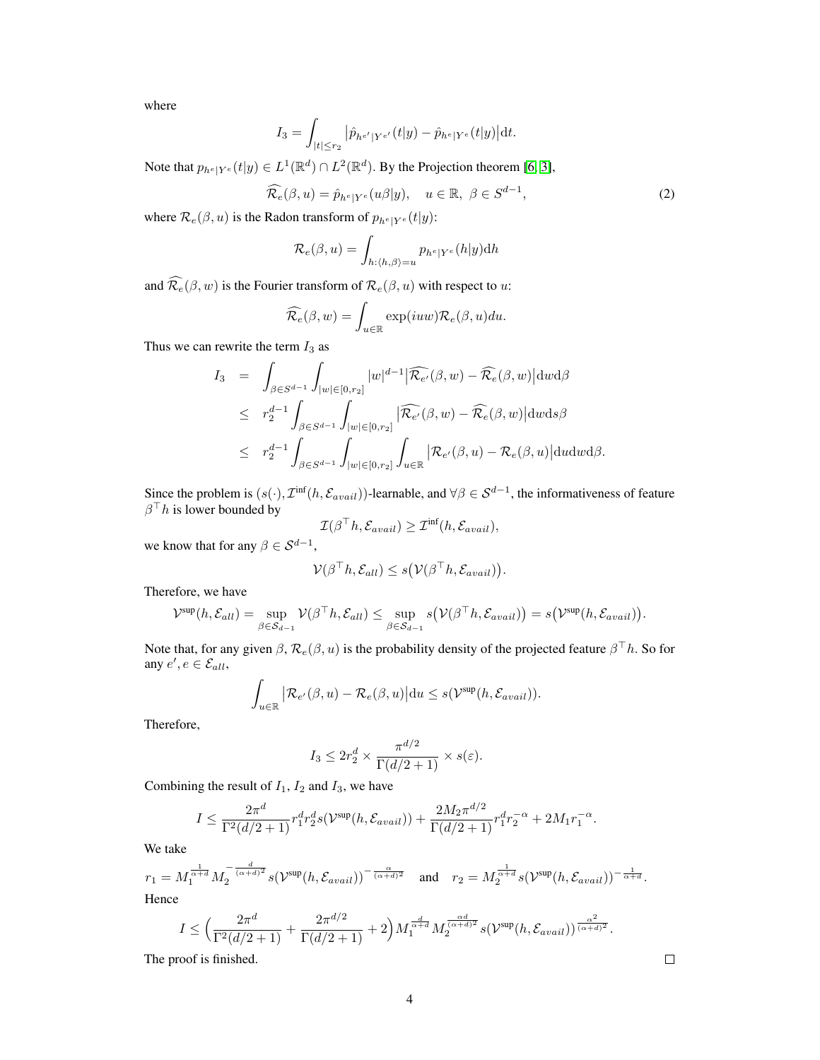where

$$I_3 = \int_{|t| \le r_2} \big|\hat{p}_{h^{e'}|Y^{e'}}(t|y) - \hat{p}_{h^e|Y^e}(t|y)\big| \mathrm{d}t.$$

Note that $p_{h^e|Y^e}(t|y) \in L^1(\mathbb{R}^d) \cap L^2(\mathbb{R}^d)$. By the Projection theorem [6, 3],

$$\widehat{\mathcal{R}_e}(\beta, u) = \hat{p}_{h^e|Y^e}(u\beta|y), \quad u \in \mathbb{R},\ \beta \in S^{d-1}, \tag{2}$$

where $\mathcal{R}_e(\beta, u)$ is the Radon transform of $p_{h^e|Y^e}(t|y)$:

$$\mathcal{R}_e(\beta, u) = \int_{h: \langle h, \beta \rangle = u} p_{h^e|Y^e}(h|y) \mathrm{d}h$$

and $\widehat{\mathcal{R}_e}(\beta, w)$ is the Fourier transform of $\mathcal{R}_e(\beta, u)$ with respect to $u$:

$$\widehat{\mathcal{R}_e}(\beta, w) = \int_{u \in \mathbb{R}} \exp(iuw) \mathcal{R}_e(\beta, u) du.$$

Thus we can rewrite the term $I_3$ as

$$\begin{aligned}
I_3 &= \int_{\beta \in S^{d-1}} \int_{|w| \in [0, r_2]} |w|^{d-1} \big|\widehat{\mathcal{R}_{e'}}(\beta, w) - \widehat{\mathcal{R}_e}(\beta, w)\big| \mathrm{d}w \mathrm{d}\beta \\
&\le r_2^{d-1} \int_{\beta \in S^{d-1}} \int_{|w| \in [0, r_2]} \big|\widehat{\mathcal{R}_{e'}}(\beta, w) - \widehat{\mathcal{R}_e}(\beta, w)\big| \mathrm{d}w \mathrm{d}s\beta \\
&\le r_2^{d-1} \int_{\beta \in S^{d-1}} \int_{|w| \in [0, r_2]} \int_{u \in \mathbb{R}} \big|\mathcal{R}_{e'}(\beta, u) - \mathcal{R}_e(\beta, u)\big| \mathrm{d}u \mathrm{d}w \mathrm{d}\beta.
\end{aligned}$$

Since the problem is $(s(\cdot), \mathcal{I}^{\inf}(h, \mathcal{E}_{avail}))$-learnable, and $\forall \beta \in \mathcal{S}^{d-1}$, the informativeness of feature $\beta^\top h$ is lower bounded by

$$\mathcal{I}(\beta^\top h, \mathcal{E}_{avail}) \ge \mathcal{I}^{\inf}(h, \mathcal{E}_{avail}),$$

we know that for any $\beta \in \mathcal{S}^{d-1}$,

$$\mathcal{V}(\beta^\top h, \mathcal{E}_{all}) \le s\big(\mathcal{V}(\beta^\top h, \mathcal{E}_{avail})\big).$$

Therefore, we have

$$\mathcal{V}^{\sup}(h, \mathcal{E}_{all}) = \sup_{\beta \in \mathcal{S}_{d-1}} \mathcal{V}(\beta^\top h, \mathcal{E}_{all}) \le \sup_{\beta \in \mathcal{S}_{d-1}} s\big(\mathcal{V}(\beta^\top h, \mathcal{E}_{avail})\big) = s\big(\mathcal{V}^{\sup}(h, \mathcal{E}_{avail})\big).$$

Note that, for any given $\beta$, $\mathcal{R}_e(\beta, u)$ is the probability density of the projected feature $\beta^\top h$. So for any $e', e \in \mathcal{E}_{all}$,

$$\int_{u \in \mathbb{R}} \big|\mathcal{R}_{e'}(\beta, u) - \mathcal{R}_e(\beta, u)\big| \mathrm{d}u \le s(\mathcal{V}^{\sup}(h, \mathcal{E}_{avail})).$$

Therefore,

$$I_3 \le 2r_2^d \times \frac{\pi^{d/2}}{\Gamma(d/2+1)} \times s(\varepsilon).$$

Combining the result of $I_1$, $I_2$ and $I_3$, we have

$$I \le \frac{2\pi^d}{\Gamma^2(d/2+1)} r_1^d r_2^d s(\mathcal{V}^{\sup}(h, \mathcal{E}_{avail})) + \frac{2M_2 \pi^{d/2}}{\Gamma(d/2+1)} r_1^d r_2^{-\alpha} + 2M_1 r_1^{-\alpha}.$$

We take

$$r_1 = M_1^{\frac{1}{\alpha+d}} M_2^{-\frac{d}{(\alpha+d)^2}} s(\mathcal{V}^{\sup}(h, \mathcal{E}_{avail}))^{-\frac{\alpha}{(\alpha+d)^2}} \quad \text{and} \quad r_2 = M_2^{\frac{1}{\alpha+d}} s(\mathcal{V}^{\sup}(h, \mathcal{E}_{avail}))^{-\frac{1}{\alpha+d}}.$$

Hence

$$I \le \Big(\frac{2\pi^d}{\Gamma^2(d/2+1)} + \frac{2\pi^{d/2}}{\Gamma(d/2+1)} + 2\Big) M_1^{\frac{d}{\alpha+d}} M_2^{\frac{\alpha d}{(\alpha+d)^2}} s(\mathcal{V}^{\sup}(h, \mathcal{E}_{avail}))^{\frac{\alpha^2}{(\alpha+d)^2}}.$$

The proof is finished. $\square$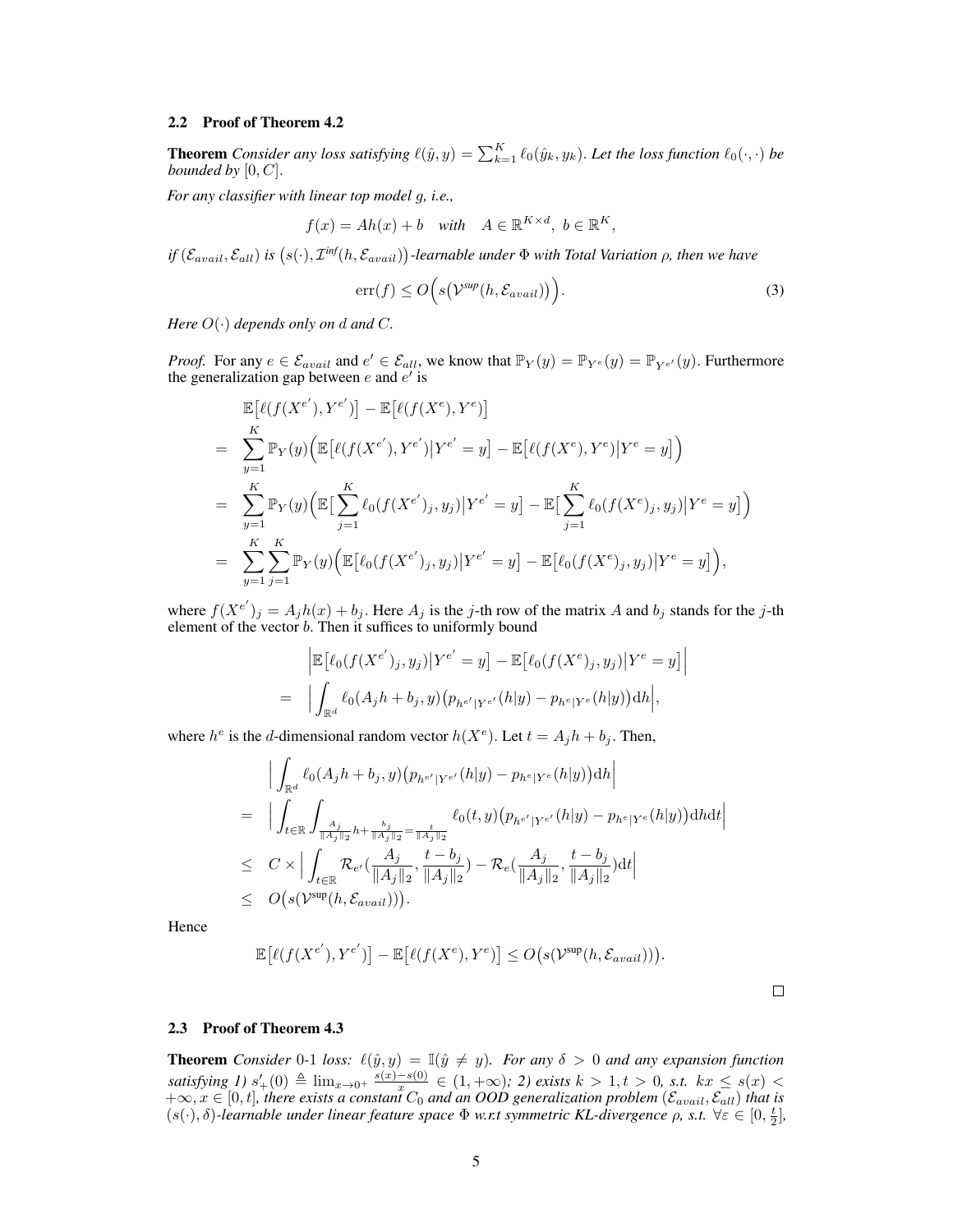### 2.2 Proof of Theorem 4.2

**Theorem** *Consider any loss satisfying $\ell(\hat{y}, y) = \sum_{k=1}^{K} \ell_0(\hat{y}_k, y_k)$. Let the loss function $\ell_0(\cdot,\cdot)$ be bounded by $[0, C]$.*

*For any classifier with linear top model $g$, i.e.,*

$$f(x) = Ah(x) + b \quad \textit{with} \quad A \in \mathbb{R}^{K\times d},\ b \in \mathbb{R}^K,$$

*if $(\mathcal{E}_{avail}, \mathcal{E}_{all})$ is $\big(s(\cdot), \mathcal{I}^{inf}(h, \mathcal{E}_{avail})\big)$-learnable under $\Phi$ with Total Variation $\rho$, then we have*

$$\mathrm{err}(f) \leq O\Big(s\big(\mathcal{V}^{sup}(h, \mathcal{E}_{avail})\big)\Big). \tag{3}$$

*Here $O(\cdot)$ depends only on $d$ and $C$.*

*Proof.* For any $e \in \mathcal{E}_{avail}$ and $e' \in \mathcal{E}_{all}$, we know that $\mathbb{P}_Y(y) = \mathbb{P}_{Y^e}(y) = \mathbb{P}_{Y^{e'}}(y)$. Furthermore the generalization gap between $e$ and $e'$ is

$$\begin{aligned}
& \mathbb{E}\big[\ell(f(X^{e'}), Y^{e'})\big] - \mathbb{E}\big[\ell(f(X^{e}), Y^{e})\big] \\
= & \sum_{y=1}^{K} \mathbb{P}_Y(y)\Big(\mathbb{E}\big[\ell(f(X^{e'}), Y^{e'})\big|Y^{e'} = y\big] - \mathbb{E}\big[\ell(f(X^{e}), Y^{e})\big|Y^{e} = y\big]\Big) \\
= & \sum_{y=1}^{K} \mathbb{P}_Y(y)\Big(\mathbb{E}\big[\sum_{j=1}^{K}\ell_0(f(X^{e'})_j, y_j)\big|Y^{e'} = y\big] - \mathbb{E}\big[\sum_{j=1}^{K}\ell_0(f(X^{e})_j, y_j)\big|Y^{e} = y\big]\Big) \\
= & \sum_{y=1}^{K}\sum_{j=1}^{K} \mathbb{P}_Y(y)\Big(\mathbb{E}\big[\ell_0(f(X^{e'})_j, y_j)\big|Y^{e'} = y\big] - \mathbb{E}\big[\ell_0(f(X^{e})_j, y_j)\big|Y^{e} = y\big]\Big),
\end{aligned}$$

where $f(X^{e'})_j = A_j h(x) + b_j$. Here $A_j$ is the $j$-th row of the matrix $A$ and $b_j$ stands for the $j$-th element of the vector $b$. Then it suffices to uniformly bound

$$\begin{aligned}
& \Big|\mathbb{E}\big[\ell_0(f(X^{e'})_j, y_j)\big|Y^{e'} = y\big] - \mathbb{E}\big[\ell_0(f(X^{e})_j, y_j)\big|Y^{e} = y\big]\Big| \\
= & \Big|\int_{\mathbb{R}^d} \ell_0(A_j h + b_j, y)\big(p_{h^{e'}|Y^{e'}}(h|y) - p_{h^e|Y^e}(h|y)\big)\mathrm{d}h\Big|,
\end{aligned}$$

where $h^e$ is the $d$-dimensional random vector $h(X^e)$. Let $t = A_j h + b_j$. Then,

$$\begin{aligned}
& \Big|\int_{\mathbb{R}^d} \ell_0(A_j h + b_j, y)\big(p_{h^{e'}|Y^{e'}}(h|y) - p_{h^e|Y^e}(h|y)\big)\mathrm{d}h\Big| \\
= & \Big|\int_{t\in\mathbb{R}}\int_{\frac{A_j}{\|A_j\|_2}h + \frac{b_j}{\|A_j\|_2} = \frac{t}{\|A_j\|_2}} \ell_0(t, y)\big(p_{h^{e'}|Y^{e'}}(h|y) - p_{h^e|Y^e}(h|y)\big)\mathrm{d}h\mathrm{d}t\Big| \\
\leq & C \times \Big|\int_{t\in\mathbb{R}} \mathcal{R}_{e'}\big(\frac{A_j}{\|A_j\|_2}, \frac{t - b_j}{\|A_j\|_2}\big) - \mathcal{R}_{e}\big(\frac{A_j}{\|A_j\|_2}, \frac{t - b_j}{\|A_j\|_2}\big)\mathrm{d}t\Big| \\
\leq & O\big(s(\mathcal{V}^{\sup}(h, \mathcal{E}_{avail}))\big).
\end{aligned}$$

Hence

$$\mathbb{E}\big[\ell(f(X^{e'}), Y^{e'})\big] - \mathbb{E}\big[\ell(f(X^{e}), Y^{e})\big] \leq O\big(s(\mathcal{V}^{\sup}(h, \mathcal{E}_{avail}))\big).$$

□

### 2.3 Proof of Theorem 4.3

**Theorem** *Consider 0-1 loss: $\ell(\hat{y}, y) = \mathbb{I}(\hat{y} \neq y)$. For any $\delta > 0$ and any expansion function satisfying 1) $s'_+(0) \triangleq \lim_{x\to 0^+}\frac{s(x)-s(0)}{x} \in (1, +\infty)$; 2) exists $k > 1, t > 0$, s.t. $kx \leq s(x) < +\infty, x \in [0, t]$, there exists a constant $C_0$ and an OOD generalization problem $(\mathcal{E}_{avail}, \mathcal{E}_{all})$ that is $(s(\cdot), \delta)$-learnable under linear feature space $\Phi$ w.r.t symmetric KL-divergence $\rho$, s.t. $\forall \varepsilon \in [0, \frac{t}{2}]$,*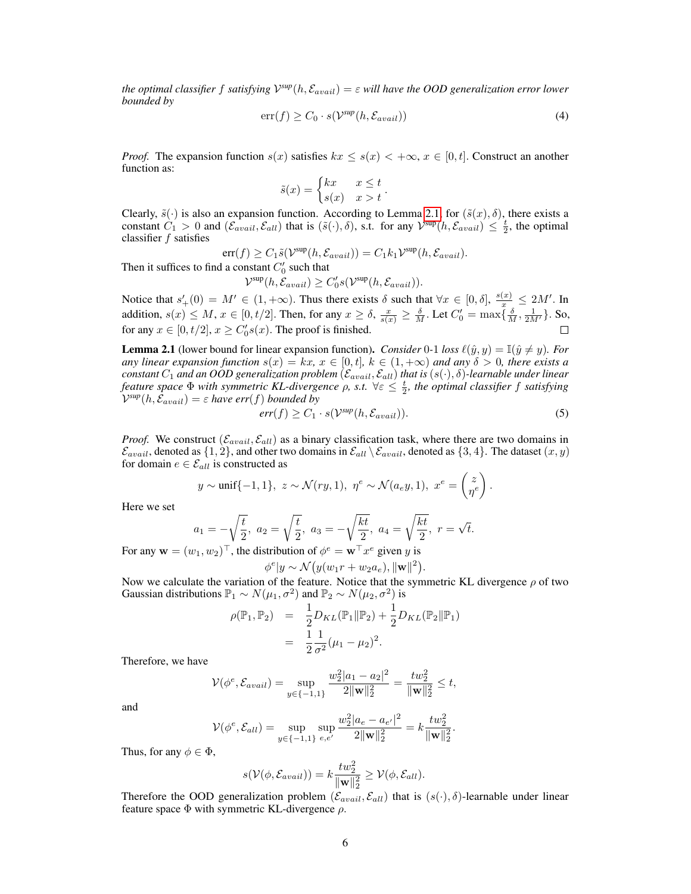*the optimal classifier $f$ satisfying $\mathcal{V}^{sup}(h, \mathcal{E}_{avail}) = \varepsilon$ will have the OOD generalization error lower bounded by*

$$\text{err}(f) \geq C_0 \cdot s(\mathcal{V}^{sup}(h, \mathcal{E}_{avail})) \tag{4}$$

*Proof.* The expansion function $s(x)$ satisfies $kx \leq s(x) < +\infty$, $x \in [0, t]$. Construct an another function as:

$$\tilde{s}(x) = \begin{cases} kx & x \leq t \\ s(x) & x > t \end{cases}.$$

Clearly, $\tilde{s}(\cdot)$ is also an expansion function. According to Lemma 2.1, for $(\tilde{s}(x), \delta)$, there exists a constant $C_1 > 0$ and $(\mathcal{E}_{avail}, \mathcal{E}_{all})$ that is $(\tilde{s}(\cdot), \delta)$, s.t. for any $\mathcal{V}^{sup}(h, \mathcal{E}_{avail}) \leq \frac{t}{2}$, the optimal classifier $f$ satisfies

$$\text{err}(f) \geq C_1 \tilde{s}(\mathcal{V}^{sup}(h, \mathcal{E}_{avail})) = C_1 k_1 \mathcal{V}^{sup}(h, \mathcal{E}_{avail}).$$

Then it suffices to find a constant $C_0'$ such that

$$\mathcal{V}^{sup}(h, \mathcal{E}_{avail}) \geq C_0' s(\mathcal{V}^{sup}(h, \mathcal{E}_{avail})).$$

Notice that $s'_+(0) = M' \in (1, +\infty)$. Thus there exists $\delta$ such that $\forall x \in [0, \delta]$, $\frac{s(x)}{x} \leq 2M'$. In addition, $s(x) \leq M$, $x \in [0, t/2]$. Then, for any $x \geq \delta$, $\frac{x}{s(x)} \geq \frac{\delta}{M}$. Let $C_0' = \max\{\frac{\delta}{M}, \frac{1}{2M'}\}$. So, for any $x \in [0, t/2]$, $x \geq C_0' s(x)$. The proof is finished. ∎

**Lemma 2.1** (lower bound for linear expansion function)**.** *Consider* 0-1 *loss* $\ell(\hat{y}, y) = \mathbb{I}(\hat{y} \neq y)$*. For any linear expansion function* $s(x) = kx$*,* $x \in [0, t]$*,* $k \in (1, +\infty)$ *and any* $\delta > 0$*, there exists a constant* $C_1$ *and an OOD generalization problem* $(\mathcal{E}_{avail}, \mathcal{E}_{all})$ *that is* $(s(\cdot), \delta)$*-learnable under linear feature space* $\Phi$ *with symmetric KL-divergence* $\rho$*, s.t.* $\forall \varepsilon \leq \frac{t}{2}$*, the optimal classifier* $f$ *satisfying* $\mathcal{V}^{sup}(h, \mathcal{E}_{avail}) = \varepsilon$ *have* err$(f)$ *bounded by*

$$\text{err}(f) \geq C_1 \cdot s(\mathcal{V}^{sup}(h, \mathcal{E}_{avail})). \tag{5}$$

*Proof.* We construct $(\mathcal{E}_{avail}, \mathcal{E}_{all})$ as a binary classification task, where there are two domains in $\mathcal{E}_{avail}$, denoted as $\{1, 2\}$, and other two domains in $\mathcal{E}_{all} \setminus \mathcal{E}_{avail}$, denoted as $\{3, 4\}$. The dataset $(x, y)$ for domain $e \in \mathcal{E}_{all}$ is constructed as

$$y \sim \text{unif}\{-1, 1\},\ z \sim \mathcal{N}(ry, 1),\ \eta^e \sim \mathcal{N}(a_e y, 1),\ x^e = \begin{pmatrix} z \\ \eta^e \end{pmatrix}.$$

Here we set

$$a_1 = -\sqrt{\frac{t}{2}},\ a_2 = \sqrt{\frac{t}{2}},\ a_3 = -\sqrt{\frac{kt}{2}},\ a_4 = \sqrt{\frac{kt}{2}},\ r = \sqrt{t}.$$

For any $\mathbf{w} = (w_1, w_2)^\top$, the distribution of $\phi^e = \mathbf{w}^\top x^e$ given $y$ is

$$\phi^e | y \sim \mathcal{N}\big(y(w_1 r + w_2 a_e), \|\mathbf{w}\|^2\big).$$

Now we calculate the variation of the feature. Notice that the symmetric KL divergence $\rho$ of two Gaussian distributions $\mathbb{P}_1 \sim N(\mu_1, \sigma^2)$ and $\mathbb{P}_2 \sim N(\mu_2, \sigma^2)$ is

$$\begin{aligned} \rho(\mathbb{P}_1, \mathbb{P}_2) &= \frac{1}{2} D_{KL}(\mathbb{P}_1 \| \mathbb{P}_2) + \frac{1}{2} D_{KL}(\mathbb{P}_2 \| \mathbb{P}_1) \\ &= \frac{1}{2} \frac{1}{\sigma^2} (\mu_1 - \mu_2)^2. \end{aligned}$$

Therefore, we have

$$\mathcal{V}(\phi^e, \mathcal{E}_{avail}) = \sup_{y \in \{-1, 1\}} \frac{w_2^2 |a_1 - a_2|^2}{2\|\mathbf{w}\|_2^2} = \frac{t w_2^2}{\|\mathbf{w}\|_2^2} \leq t,$$

and

$$\mathcal{V}(\phi^e, \mathcal{E}_{all}) = \sup_{y \in \{-1, 1\}} \sup_{e, e'} \frac{w_2^2 |a_e - a_{e'}|^2}{2\|\mathbf{w}\|_2^2} = k \frac{t w_2^2}{\|\mathbf{w}\|_2^2}.$$

Thus, for any $\phi \in \Phi$,

$$s(\mathcal{V}(\phi, \mathcal{E}_{avail})) = k \frac{t w_2^2}{\|\mathbf{w}\|_2^2} \geq \mathcal{V}(\phi, \mathcal{E}_{all}).$$

Therefore the OOD generalization problem $(\mathcal{E}_{avail}, \mathcal{E}_{all})$ that is $(s(\cdot), \delta)$-learnable under linear feature space $\Phi$ with symmetric KL-divergence $\rho$.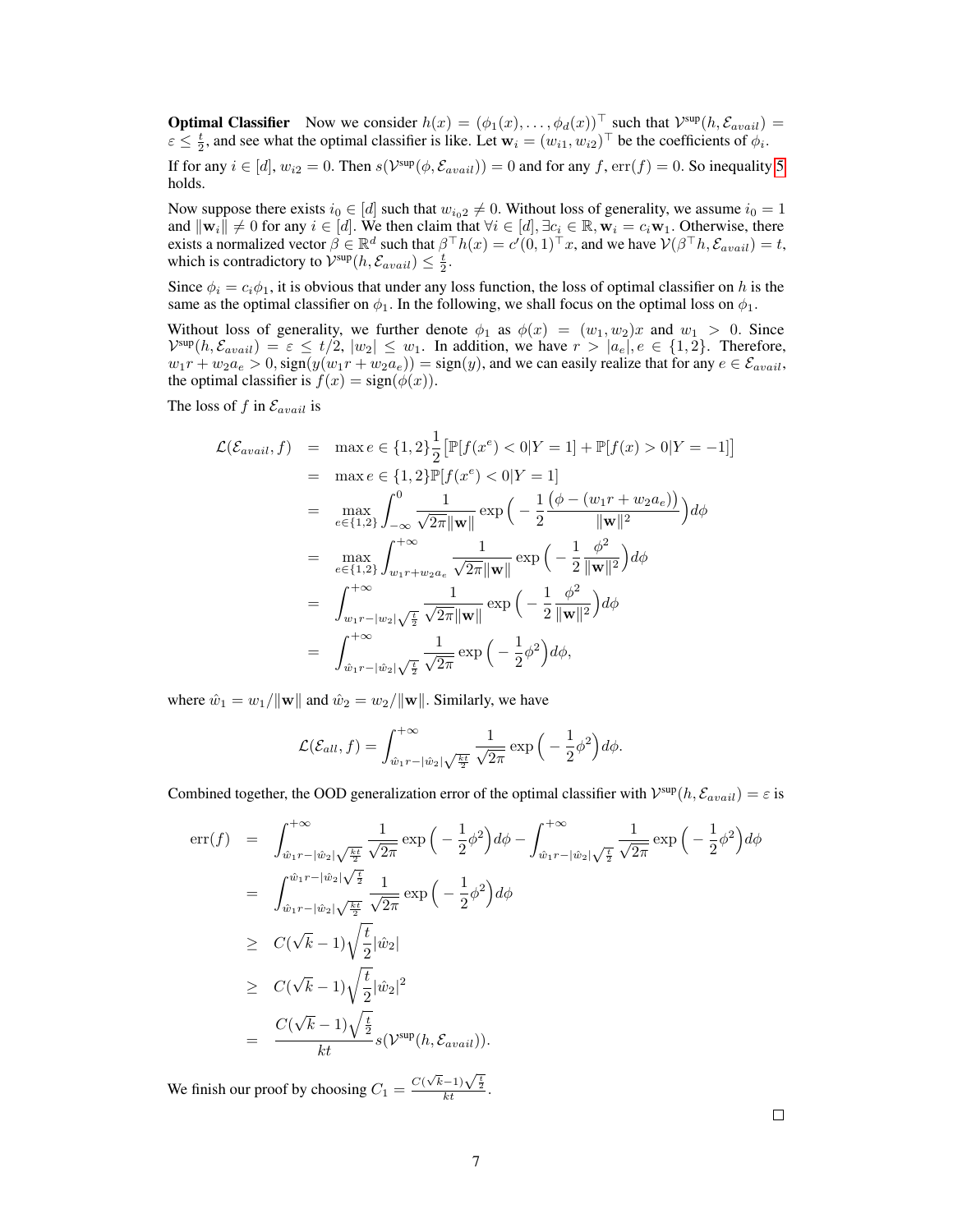**Optimal Classifier** Now we consider $h(x) = (\phi_1(x), \ldots, \phi_d(x))^\top$ such that $\mathcal{V}^{\text{sup}}(h, \mathcal{E}_{avail}) = \varepsilon \leq \frac{t}{2}$, and see what the optimal classifier is like. Let $\mathbf{w}_i = (w_{i1}, w_{i2})^\top$ be the coefficients of $\phi_i$.

If for any $i \in [d]$, $w_{i2} = 0$. Then $s(\mathcal{V}^{\text{sup}}(\phi, \mathcal{E}_{avail})) = 0$ and for any $f$, $\text{err}(f) = 0$. So inequality 5 holds.

Now suppose there exists $i_0 \in [d]$ such that $w_{i_0 2} \neq 0$. Without loss of generality, we assume $i_0 = 1$ and $\|\mathbf{w}_i\| \neq 0$ for any $i \in [d]$. We then claim that $\forall i \in [d], \exists c_i \in \mathbb{R}, \mathbf{w}_i = c_i \mathbf{w}_1$. Otherwise, there exists a normalized vector $\beta \in \mathbb{R}^d$ such that $\beta^\top h(x) = c'(0, 1)^\top x$, and we have $\mathcal{V}(\beta^\top h, \mathcal{E}_{avail}) = t$, which is contradictory to $\mathcal{V}^{\text{sup}}(h, \mathcal{E}_{avail}) \leq \frac{t}{2}$.

Since $\phi_i = c_i \phi_1$, it is obvious that under any loss function, the loss of optimal classifier on $h$ is the same as the optimal classifier on $\phi_1$. In the following, we shall focus on the optimal loss on $\phi_1$.

Without loss of generality, we further denote $\phi_1$ as $\phi(x) = (w_1, w_2)x$ and $w_1 > 0$. Since $\mathcal{V}^{\text{sup}}(h, \mathcal{E}_{avail}) = \varepsilon \leq t/2$, $|w_2| \leq w_1$. In addition, we have $r > |a_e|, e \in \{1, 2\}$. Therefore, $w_1 r + w_2 a_e > 0, \text{sign}(y(w_1 r + w_2 a_e)) = \text{sign}(y)$, and we can easily realize that for any $e \in \mathcal{E}_{avail}$, the optimal classifier is $f(x) = \text{sign}(\phi(x))$.

The loss of $f$ in $\mathcal{E}_{avail}$ is

$$
\begin{aligned}
\mathcal{L}(\mathcal{E}_{avail}, f) &= \max e \in \{1,2\} \frac{1}{2}\big[\mathbb{P}[f(x^e) < 0 | Y = 1] + \mathbb{P}[f(x) > 0 | Y = -1]\big] \\
&= \max e \in \{1,2\} \mathbb{P}[f(x^e) < 0 | Y = 1] \\
&= \max_{e \in \{1,2\}} \int_{-\infty}^{0} \frac{1}{\sqrt{2\pi}\|\mathbf{w}\|} \exp\Big(-\frac{1}{2}\frac{\big(\phi - (w_1 r + w_2 a_e)\big)}{\|\mathbf{w}\|^2}\Big) d\phi \\
&= \max_{e \in \{1,2\}} \int_{w_1 r + w_2 a_e}^{+\infty} \frac{1}{\sqrt{2\pi}\|\mathbf{w}\|} \exp\Big(-\frac{1}{2}\frac{\phi^2}{\|\mathbf{w}\|^2}\Big) d\phi \\
&= \int_{w_1 r - |w_2|\sqrt{\frac{t}{2}}}^{+\infty} \frac{1}{\sqrt{2\pi}\|\mathbf{w}\|} \exp\Big(-\frac{1}{2}\frac{\phi^2}{\|\mathbf{w}\|^2}\Big) d\phi \\
&= \int_{\hat{w}_1 r - |\hat{w}_2|\sqrt{\frac{t}{2}}}^{+\infty} \frac{1}{\sqrt{2\pi}} \exp\Big(-\frac{1}{2}\phi^2\Big) d\phi,
\end{aligned}
$$

where $\hat{w}_1 = w_1/\|\mathbf{w}\|$ and $\hat{w}_2 = w_2/\|\mathbf{w}\|$. Similarly, we have

$$
\mathcal{L}(\mathcal{E}_{all}, f) = \int_{\hat{w}_1 r - |\hat{w}_2|\sqrt{\frac{kt}{2}}}^{+\infty} \frac{1}{\sqrt{2\pi}} \exp\Big(-\frac{1}{2}\phi^2\Big) d\phi.
$$

Combined together, the OOD generalization error of the optimal classifier with $\mathcal{V}^{\text{sup}}(h, \mathcal{E}_{avail}) = \varepsilon$ is

$$
\begin{aligned}
\text{err}(f) &= \int_{\hat{w}_1 r - |\hat{w}_2|\sqrt{\frac{kt}{2}}}^{+\infty} \frac{1}{\sqrt{2\pi}} \exp\Big(-\frac{1}{2}\phi^2\Big) d\phi - \int_{\hat{w}_1 r - |\hat{w}_2|\sqrt{\frac{t}{2}}}^{+\infty} \frac{1}{\sqrt{2\pi}} \exp\Big(-\frac{1}{2}\phi^2\Big) d\phi \\
&= \int_{\hat{w}_1 r - |\hat{w}_2|\sqrt{\frac{kt}{2}}}^{\hat{w}_1 r - |\hat{w}_2|\sqrt{\frac{t}{2}}} \frac{1}{\sqrt{2\pi}} \exp\Big(-\frac{1}{2}\phi^2\Big) d\phi \\
&\geq C(\sqrt{k} - 1)\sqrt{\frac{t}{2}}|\hat{w}_2| \\
&\geq C(\sqrt{k} - 1)\sqrt{\frac{t}{2}}|\hat{w}_2|^2 \\
&= \frac{C(\sqrt{k} - 1)\sqrt{\frac{t}{2}}}{kt} s(\mathcal{V}^{\text{sup}}(h, \mathcal{E}_{avail})).
\end{aligned}
$$

We finish our proof by choosing $C_1 = \frac{C(\sqrt{k}-1)\sqrt{\frac{t}{2}}}{kt}$.

$\square$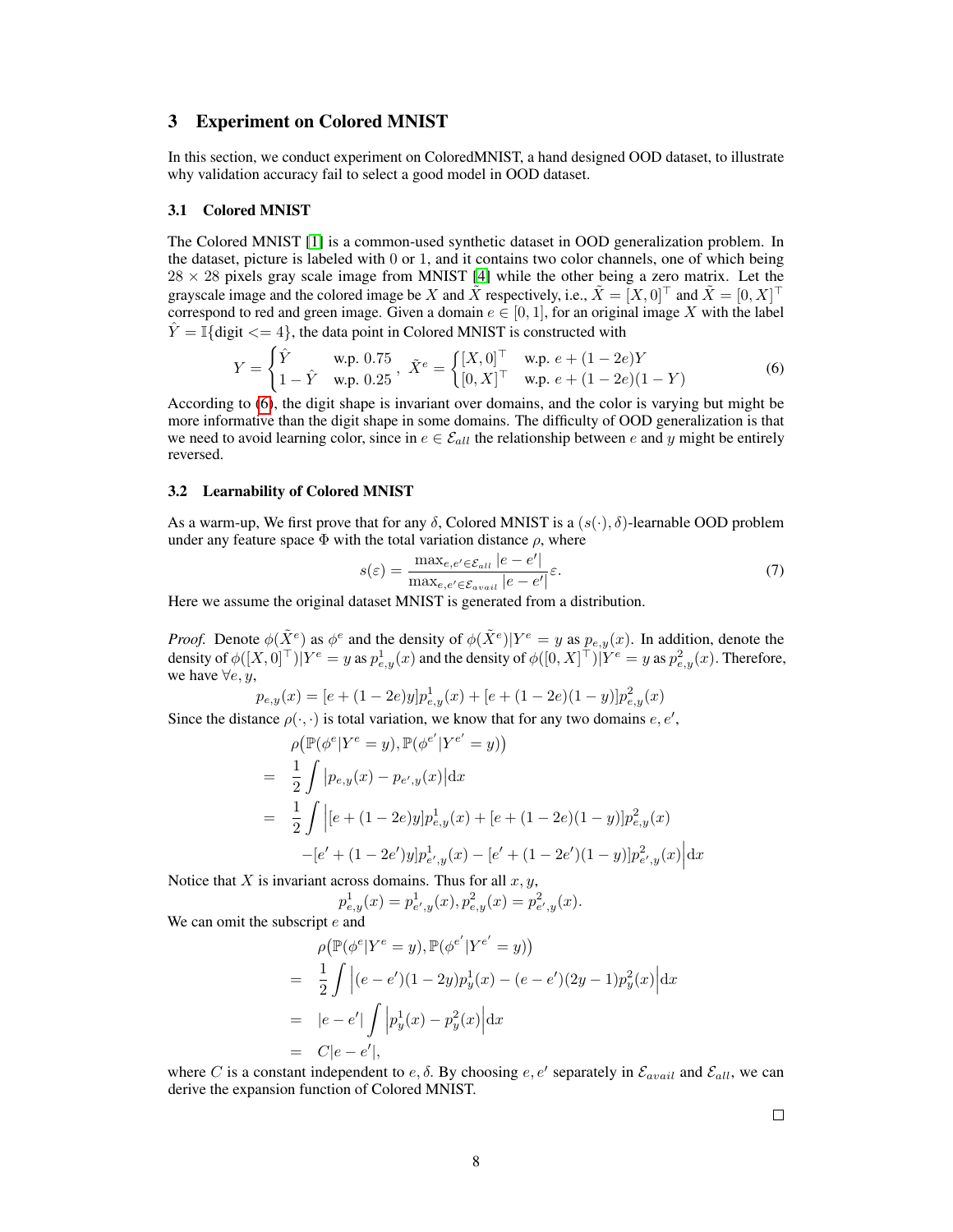## 3 Experiment on Colored MNIST

In this section, we conduct experiment on ColoredMNIST, a hand designed OOD dataset, to illustrate why validation accuracy fail to select a good model in OOD dataset.

### 3.1 Colored MNIST

The Colored MNIST [1] is a common-used synthetic dataset in OOD generalization problem. In the dataset, picture is labeled with 0 or 1, and it contains two color channels, one of which being $28 \times 28$ pixels gray scale image from MNIST [4] while the other being a zero matrix. Let the grayscale image and the colored image be $X$ and $\tilde{X}$ respectively, i.e., $\tilde{X} = [X, 0]^\top$ and $\tilde{X} = [0, X]^\top$ correspond to red and green image. Given a domain $e \in [0, 1]$, for an original image $X$ with the label $\hat{Y} = \mathbb{I}\{\text{digit} <= 4\}$, the data point in Colored MNIST is constructed with

$$Y = \begin{cases} \hat{Y} & \text{w.p. } 0.75 \\ 1 - \hat{Y} & \text{w.p. } 0.25 \end{cases}, \ \tilde{X}^e = \begin{cases} [X, 0]^\top & \text{w.p. } e + (1 - 2e)Y \\ [0, X]^\top & \text{w.p. } e + (1 - 2e)(1 - Y) \end{cases} \tag{6}$$

According to (6), the digit shape is invariant over domains, and the color is varying but might be more informative than the digit shape in some domains. The difficulty of OOD generalization is that we need to avoid learning color, since in $e \in \mathcal{E}_{all}$ the relationship between $e$ and $y$ might be entirely reversed.

### 3.2 Learnability of Colored MNIST

As a warm-up, We first prove that for any $\delta$, Colored MNIST is a $(s(\cdot), \delta)$-learnable OOD problem under any feature space $\Phi$ with the total variation distance $\rho$, where

$$s(\varepsilon) = \frac{\max_{e,e' \in \mathcal{E}_{all}} |e - e'|}{\max_{e,e' \in \mathcal{E}_{avail}} |e - e'|} \varepsilon. \tag{7}$$

Here we assume the original dataset MNIST is generated from a distribution.

*Proof.* Denote $\phi(\tilde{X}^e)$ as $\phi^e$ and the density of $\phi(\tilde{X}^e)|Y^e = y$ as $p_{e,y}(x)$. In addition, denote the density of $\phi([X, 0]^\top)|Y^e = y$ as $p^1_{e,y}(x)$ and the density of $\phi([0, X]^\top)|Y^e = y$ as $p^2_{e,y}(x)$. Therefore, we have $\forall e, y$,

$$p_{e,y}(x) = [e + (1 - 2e)y]p^1_{e,y}(x) + [e + (1 - 2e)(1 - y)]p^2_{e,y}(x)$$

Since the distance $\rho(\cdot, \cdot)$ is total variation, we know that for any two domains $e, e'$,

$$\begin{aligned}
& \rho\big(\mathbb{P}(\phi^e|Y^e = y), \mathbb{P}(\phi^{e'}|Y^{e'} = y)\big) \\
= \ & \frac{1}{2} \int \big|p_{e,y}(x) - p_{e',y}(x)\big| \mathrm{d}x \\
= \ & \frac{1}{2} \int \Big|[e + (1 - 2e)y]p^1_{e,y}(x) + [e + (1 - 2e)(1 - y)]p^2_{e,y}(x) \\
& -[e' + (1 - 2e')y]p^1_{e',y}(x) - [e' + (1 - 2e')(1 - y)]p^2_{e',y}(x)\Big| \mathrm{d}x
\end{aligned}$$

Notice that $X$ is invariant across domains. Thus for all $x, y$,

$$p^1_{e,y}(x) = p^1_{e',y}(x), p^2_{e,y}(x) = p^2_{e',y}(x).$$

We can omit the subscript $e$ and

$$\begin{aligned}
& \rho\big(\mathbb{P}(\phi^e|Y^e = y), \mathbb{P}(\phi^{e'}|Y^{e'} = y)\big) \\
= \ & \frac{1}{2} \int \Big|(e - e')(1 - 2y)p^1_y(x) - (e - e')(2y - 1)p^2_y(x)\Big| \mathrm{d}x \\
= \ & |e - e'| \int \Big|p^1_y(x) - p^2_y(x)\Big| \mathrm{d}x \\
= \ & C|e - e'|,
\end{aligned}$$

where $C$ is a constant independent to $e, \delta$. By choosing $e, e'$ separately in $\mathcal{E}_{avail}$ and $\mathcal{E}_{all}$, we can derive the expansion function of Colored MNIST.

□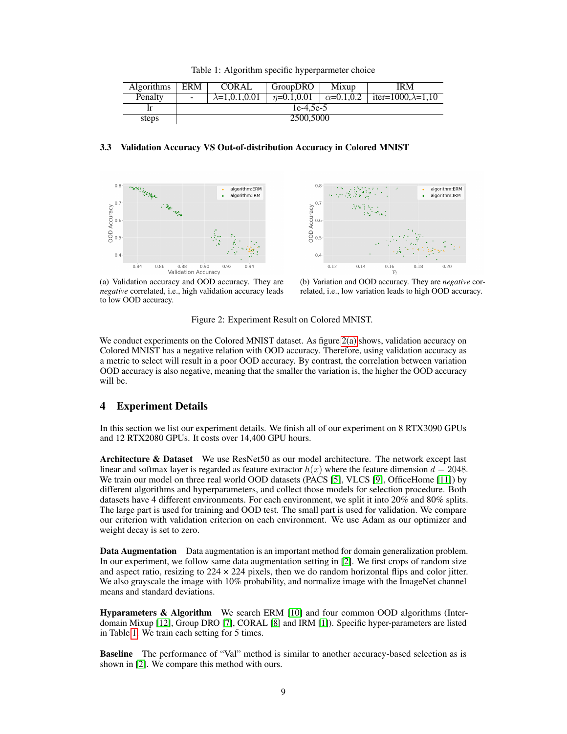Table 1: Algorithm specific hyperparmeter choice

| Algorithms | ERM | CORAL | GroupDRO | Mixup | IRM |
|---|---|---|---|---|---|
| Penalty | - | $\lambda$=1,0.1,0.01 | $\eta$=0.1,0.01 | $\alpha$=0.1,0.2 | iter=1000,$\lambda$=1,10 |
| lr | 1e-4,5e-5 | | | | |
| steps | 2500,5000 | | | | |

### 3.3 Validation Accuracy VS Out-of-distribution Accuracy in Colored MNIST

(a) Validation accuracy and OOD accuracy. They are *negative* correlated, i.e., high validation accuracy leads to low OOD accuracy.

(b) Variation and OOD accuracy. They are *negative* correlated, i.e., low variation leads to high OOD accuracy.

Figure 2: Experiment Result on Colored MNIST.

We conduct experiments on the Colored MNIST dataset. As figure 2(a) shows, validation accuracy on Colored MNIST has a negative relation with OOD accuracy. Therefore, using validation accuracy as a metric to select will result in a poor OOD accuracy. By contrast, the correlation between variation OOD accuracy is also negative, meaning that the smaller the variation is, the higher the OOD accuracy will be.

## 4 Experiment Details

In this section we list our experiment details. We finish all of our experiment on 8 RTX3090 GPUs and 12 RTX2080 GPUs. It costs over 14,400 GPU hours.

**Architecture & Dataset** We use ResNet50 as our model architecture. The network except last linear and softmax layer is regarded as feature extractor $h(x)$ where the feature dimension $d = 2048$. We train our model on three real world OOD datasets (PACS [5], VLCS [9], OfficeHome [11]) by different algorithms and hyperparameters, and collect those models for selection procedure. Both datasets have 4 different environments. For each environment, we split it into 20% and 80% splits. The large part is used for training and OOD test. The small part is used for validation. We compare our criterion with validation criterion on each environment. We use Adam as our optimizer and weight decay is set to zero.

**Data Augmentation** Data augmentation is an important method for domain generalization problem. In our experiment, we follow same data augmentation setting in [2]. We first crops of random size and aspect ratio, resizing to $224 \times 224$ pixels, then we do random horizontal flips and color jitter. We also grayscale the image with 10% probability, and normalize image with the ImageNet channel means and standard deviations.

**Hyparameters & Algorithm** We search ERM [10] and four common OOD algorithms (Inter-domain Mixup [12], Group DRO [7], CORAL [8] and IRM [1]). Specific hyper-parameters are listed in Table 1. We train each setting for 5 times.

**Baseline** The performance of "Val" method is similar to another accuracy-based selection as is shown in [2]. We compare this method with ours.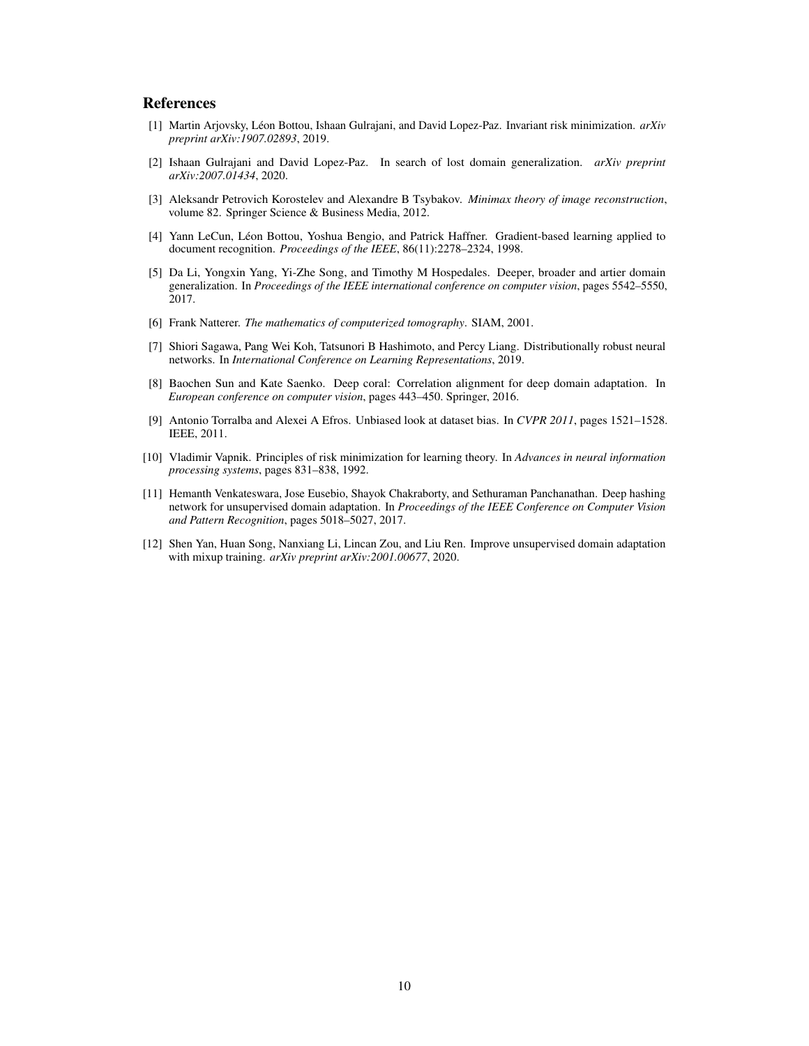## References

[1] Martin Arjovsky, Léon Bottou, Ishaan Gulrajani, and David Lopez-Paz. Invariant risk minimization. *arXiv preprint arXiv:1907.02893*, 2019.

[2] Ishaan Gulrajani and David Lopez-Paz. In search of lost domain generalization. *arXiv preprint arXiv:2007.01434*, 2020.

[3] Aleksandr Petrovich Korostelev and Alexandre B Tsybakov. *Minimax theory of image reconstruction*, volume 82. Springer Science & Business Media, 2012.

[4] Yann LeCun, Léon Bottou, Yoshua Bengio, and Patrick Haffner. Gradient-based learning applied to document recognition. *Proceedings of the IEEE*, 86(11):2278–2324, 1998.

[5] Da Li, Yongxin Yang, Yi-Zhe Song, and Timothy M Hospedales. Deeper, broader and artier domain generalization. In *Proceedings of the IEEE international conference on computer vision*, pages 5542–5550, 2017.

[6] Frank Natterer. *The mathematics of computerized tomography*. SIAM, 2001.

[7] Shiori Sagawa, Pang Wei Koh, Tatsunori B Hashimoto, and Percy Liang. Distributionally robust neural networks. In *International Conference on Learning Representations*, 2019.

[8] Baochen Sun and Kate Saenko. Deep coral: Correlation alignment for deep domain adaptation. In *European conference on computer vision*, pages 443–450. Springer, 2016.

[9] Antonio Torralba and Alexei A Efros. Unbiased look at dataset bias. In *CVPR 2011*, pages 1521–1528. IEEE, 2011.

[10] Vladimir Vapnik. Principles of risk minimization for learning theory. In *Advances in neural information processing systems*, pages 831–838, 1992.

[11] Hemanth Venkateswara, Jose Eusebio, Shayok Chakraborty, and Sethuraman Panchanathan. Deep hashing network for unsupervised domain adaptation. In *Proceedings of the IEEE Conference on Computer Vision and Pattern Recognition*, pages 5018–5027, 2017.

[12] Shen Yan, Huan Song, Nanxiang Li, Lincan Zou, and Liu Ren. Improve unsupervised domain adaptation with mixup training. *arXiv preprint arXiv:2001.00677*, 2020.